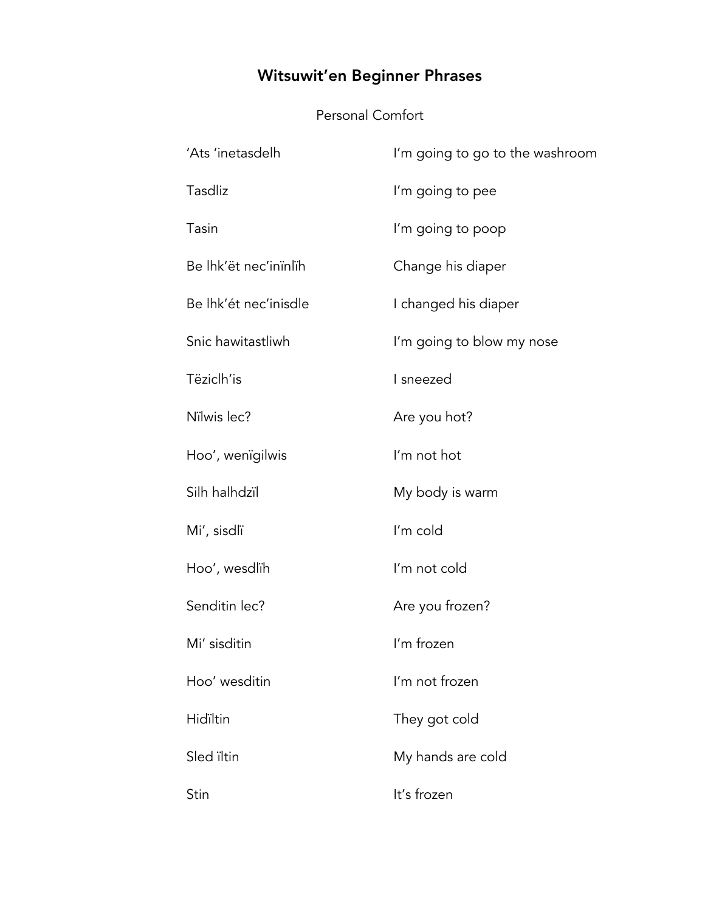# Witsuwit'en Beginner Phrases

## Personal Comfort

| | |
|---|---|
| 'Ats 'inetasdelh | I'm going to go to the washroom |
| Tasdliz | I'm going to pee |
| Tasin | I'm going to poop |
| Be lhk'ët nec'inïnlïh | Change his diaper |
| Be lhk'ét nec'inisdle | I changed his diaper |
| Snic hawitastliwh | I'm going to blow my nose |
| Tëziclh'is | I sneezed |
| Nïlwis lec? | Are you hot? |
| Hoo', wenïgilwis | I'm not hot |
| Silh halhdzïl | My body is warm |
| Mi', sisdlï | I'm cold |
| Hoo', wesdlïh | I'm not cold |
| Senditin lec? | Are you frozen? |
| Mi' sisditin | I'm frozen |
| Hoo' wesditin | I'm not frozen |
| Hidïltin | They got cold |
| Sled ïltin | My hands are cold |
| Stin | It's frozen |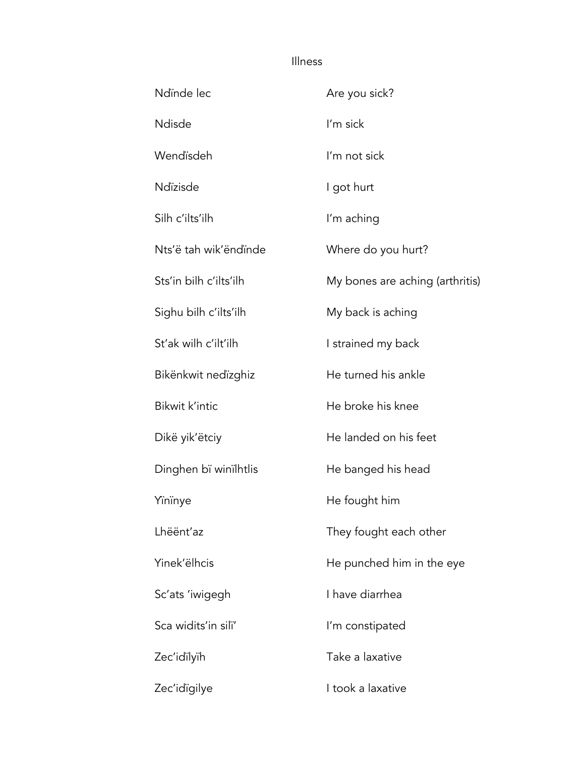Illness

| | |
|---|---|
| Ndïnde lec | Are you sick? |
| Ndisde | I'm sick |
| Wendïsdeh | I'm not sick |
| Ndïzisde | I got hurt |
| Silh c'ilts'ilh | I'm aching |
| Nts'ë tah wik'ëndïnde | Where do you hurt? |
| Sts'in bilh c'ilts'ilh | My bones are aching (arthritis) |
| Sighu bilh c'ilts'ilh | My back is aching |
| St'ak wilh c'ilt'ilh | I strained my back |
| Bikënkwit nedïzghiz | He turned his ankle |
| Bikwit k'intic | He broke his knee |
| Dikë yik'ëtciy | He landed on his feet |
| Dinghen bï winïlhtlis | He banged his head |
| Yïnïnye | He fought him |
| Lhëënt'az | They fought each other |
| Yinek'ëlhcis | He punched him in the eye |
| Sc'ats 'iwigegh | I have diarrhea |
| Sca widits'in silï' | I'm constipated |
| Zec'idïlyïh | Take a laxative |
| Zec'idïgilye | I took a laxative |